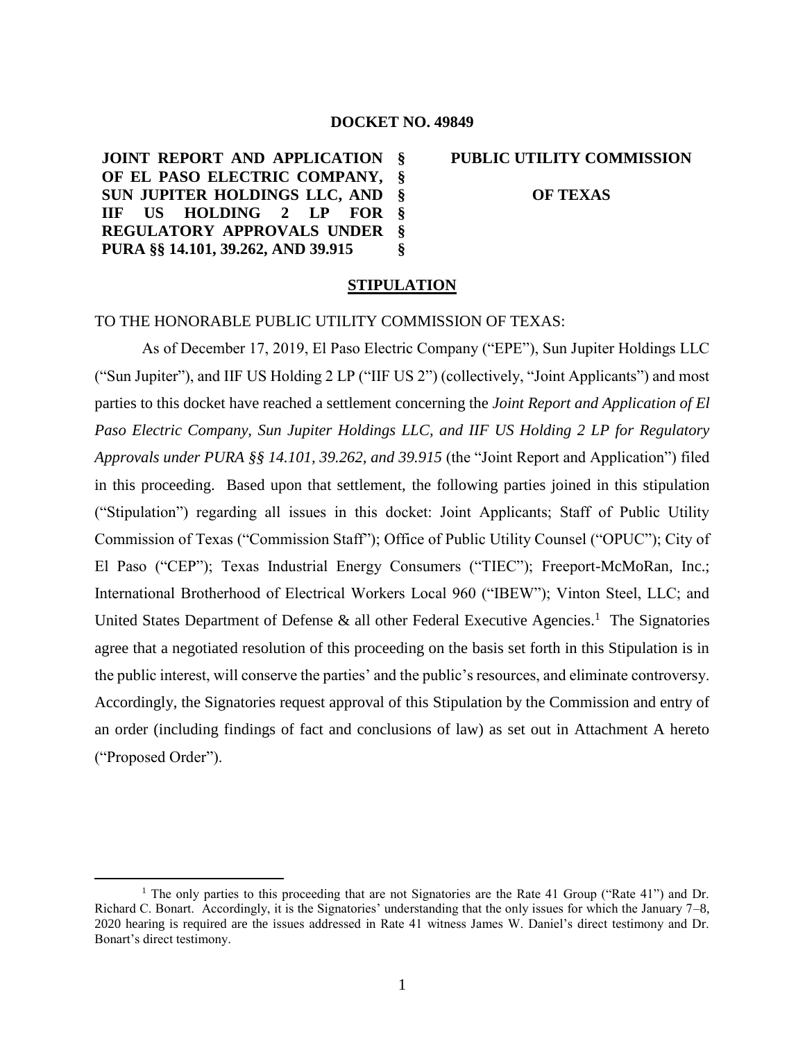**DOCKET NO. 49849**

| | | |
|---|---|---|
| **JOINT REPORT AND APPLICATION OF EL PASO ELECTRIC COMPANY, SUN JUPITER HOLDINGS LLC, AND IIF US HOLDING 2 LP FOR REGULATORY APPROVALS UNDER PURA §§ 14.101, 39.262, AND 39.915** | **§ § § § § §** | **PUBLIC UTILITY COMMISSION OF TEXAS** |

## STIPULATION

TO THE HONORABLE PUBLIC UTILITY COMMISSION OF TEXAS:

As of December 17, 2019, El Paso Electric Company ("EPE"), Sun Jupiter Holdings LLC ("Sun Jupiter"), and IIF US Holding 2 LP ("IIF US 2") (collectively, "Joint Applicants") and most parties to this docket have reached a settlement concerning the *Joint Report and Application of El Paso Electric Company, Sun Jupiter Holdings LLC, and IIF US Holding 2 LP for Regulatory Approvals under PURA §§ 14.101, 39.262, and 39.915* (the "Joint Report and Application") filed in this proceeding. Based upon that settlement, the following parties joined in this stipulation ("Stipulation") regarding all issues in this docket: Joint Applicants; Staff of Public Utility Commission of Texas ("Commission Staff"); Office of Public Utility Counsel ("OPUC"); City of El Paso ("CEP"); Texas Industrial Energy Consumers ("TIEC"); Freeport-McMoRan, Inc.; International Brotherhood of Electrical Workers Local 960 ("IBEW"); Vinton Steel, LLC; and United States Department of Defense & all other Federal Executive Agencies.[1] The Signatories agree that a negotiated resolution of this proceeding on the basis set forth in this Stipulation is in the public interest, will conserve the parties' and the public's resources, and eliminate controversy. Accordingly, the Signatories request approval of this Stipulation by the Commission and entry of an order (including findings of fact and conclusions of law) as set out in Attachment A hereto ("Proposed Order").

---

[1] The only parties to this proceeding that are not Signatories are the Rate 41 Group ("Rate 41") and Dr. Richard C. Bonart. Accordingly, it is the Signatories' understanding that the only issues for which the January 7–8, 2020 hearing is required are the issues addressed in Rate 41 witness James W. Daniel's direct testimony and Dr. Bonart's direct testimony.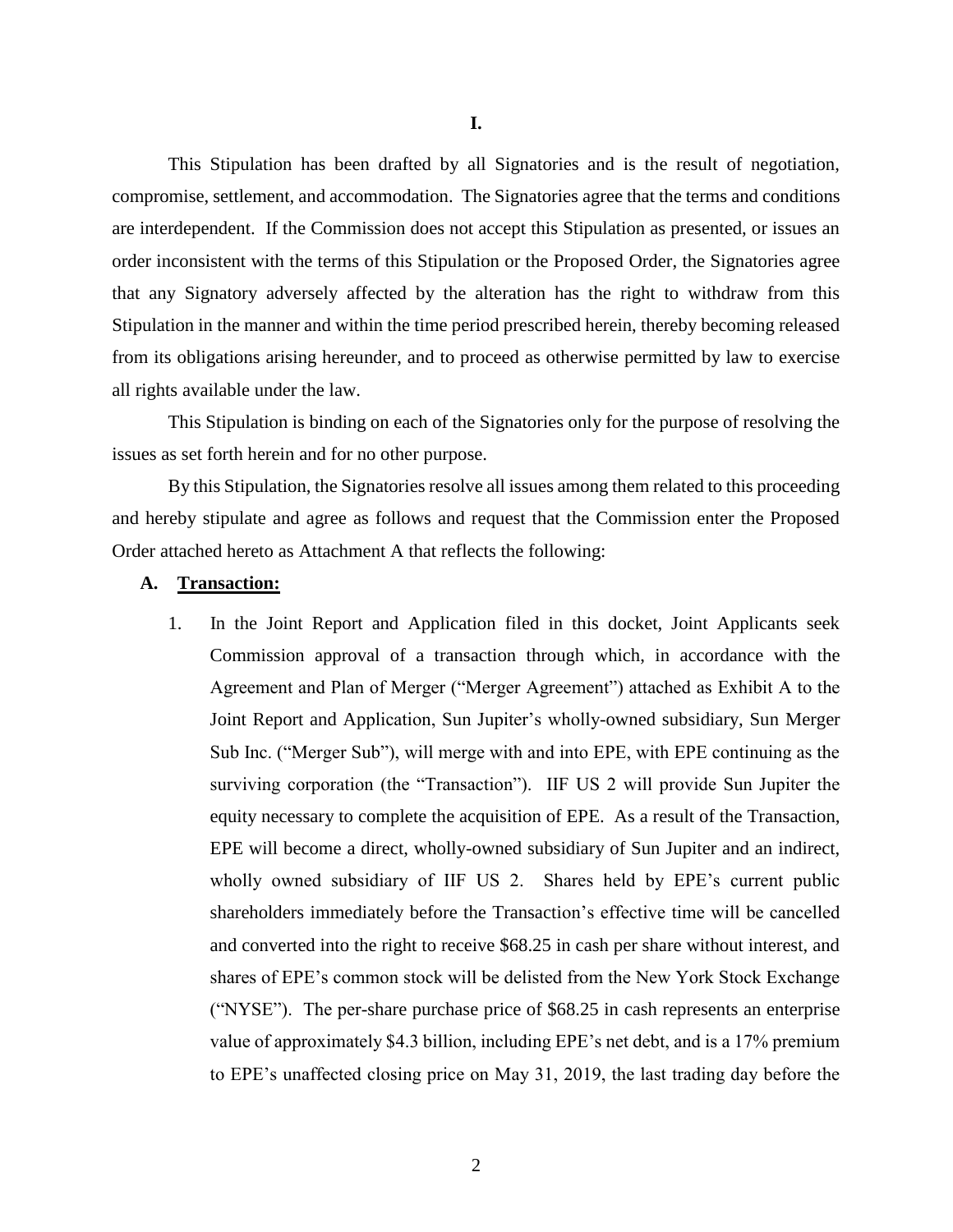# I.

This Stipulation has been drafted by all Signatories and is the result of negotiation, compromise, settlement, and accommodation. The Signatories agree that the terms and conditions are interdependent. If the Commission does not accept this Stipulation as presented, or issues an order inconsistent with the terms of this Stipulation or the Proposed Order, the Signatories agree that any Signatory adversely affected by the alteration has the right to withdraw from this Stipulation in the manner and within the time period prescribed herein, thereby becoming released from its obligations arising hereunder, and to proceed as otherwise permitted by law to exercise all rights available under the law.

This Stipulation is binding on each of the Signatories only for the purpose of resolving the issues as set forth herein and for no other purpose.

By this Stipulation, the Signatories resolve all issues among them related to this proceeding and hereby stipulate and agree as follows and request that the Commission enter the Proposed Order attached hereto as Attachment A that reflects the following:

## A. <u>Transaction:</u>

1. In the Joint Report and Application filed in this docket, Joint Applicants seek Commission approval of a transaction through which, in accordance with the Agreement and Plan of Merger ("Merger Agreement") attached as Exhibit A to the Joint Report and Application, Sun Jupiter's wholly-owned subsidiary, Sun Merger Sub Inc. ("Merger Sub"), will merge with and into EPE, with EPE continuing as the surviving corporation (the "Transaction"). IIF US 2 will provide Sun Jupiter the equity necessary to complete the acquisition of EPE. As a result of the Transaction, EPE will become a direct, wholly-owned subsidiary of Sun Jupiter and an indirect, wholly owned subsidiary of IIF US 2. Shares held by EPE's current public shareholders immediately before the Transaction's effective time will be cancelled and converted into the right to receive $68.25 in cash per share without interest, and shares of EPE's common stock will be delisted from the New York Stock Exchange ("NYSE"). The per-share purchase price of $68.25 in cash represents an enterprise value of approximately $4.3 billion, including EPE's net debt, and is a 17% premium to EPE's unaffected closing price on May 31, 2019, the last trading day before the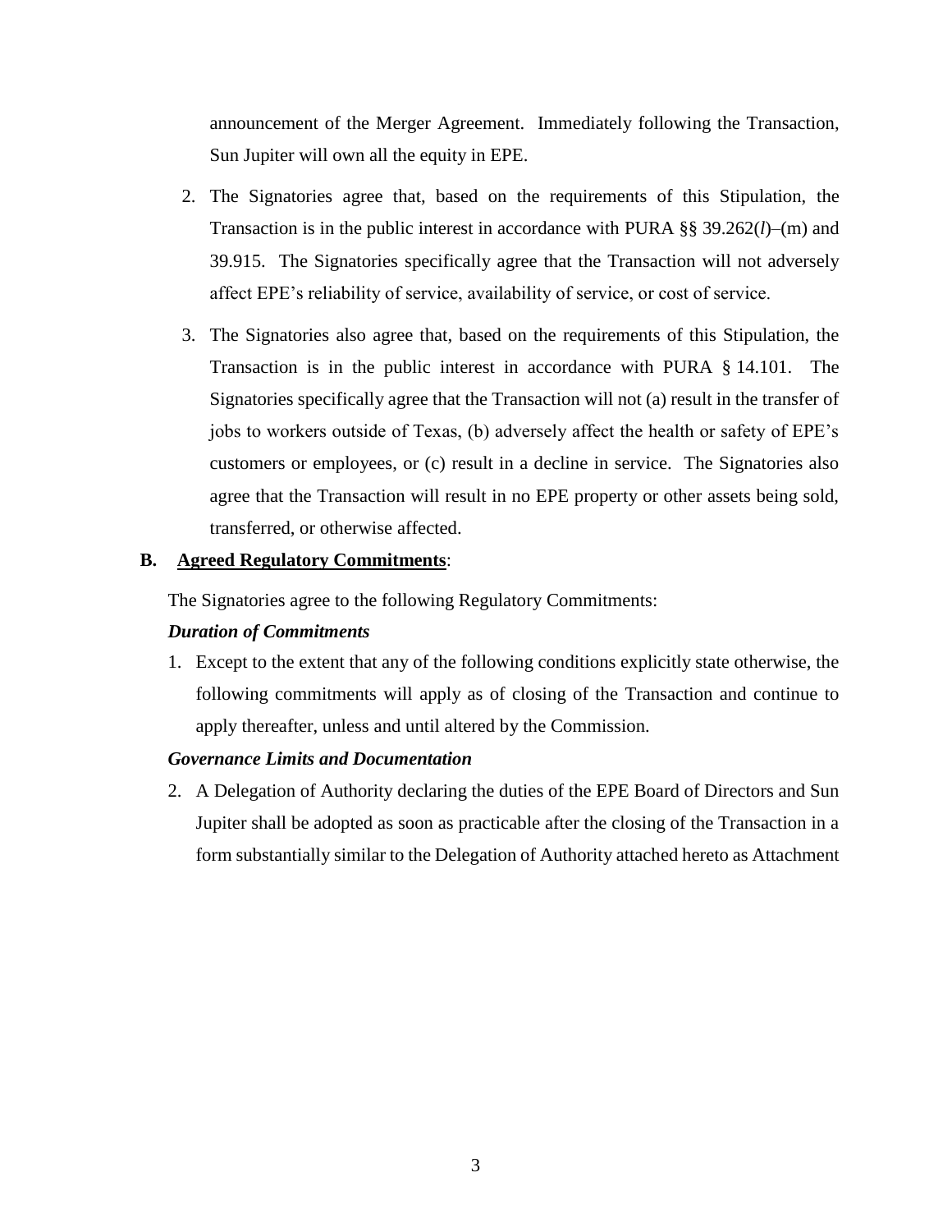announcement of the Merger Agreement. Immediately following the Transaction, Sun Jupiter will own all the equity in EPE.

2. The Signatories agree that, based on the requirements of this Stipulation, the Transaction is in the public interest in accordance with PURA §§ 39.262(*l*)–(m) and 39.915. The Signatories specifically agree that the Transaction will not adversely affect EPE's reliability of service, availability of service, or cost of service.

3. The Signatories also agree that, based on the requirements of this Stipulation, the Transaction is in the public interest in accordance with PURA § 14.101. The Signatories specifically agree that the Transaction will not (a) result in the transfer of jobs to workers outside of Texas, (b) adversely affect the health or safety of EPE's customers or employees, or (c) result in a decline in service. The Signatories also agree that the Transaction will result in no EPE property or other assets being sold, transferred, or otherwise affected.

**B. <u>Agreed Regulatory Commitments</u>**:

The Signatories agree to the following Regulatory Commitments:

***Duration of Commitments***

1. Except to the extent that any of the following conditions explicitly state otherwise, the following commitments will apply as of closing of the Transaction and continue to apply thereafter, unless and until altered by the Commission.

***Governance Limits and Documentation***

2. A Delegation of Authority declaring the duties of the EPE Board of Directors and Sun Jupiter shall be adopted as soon as practicable after the closing of the Transaction in a form substantially similar to the Delegation of Authority attached hereto as Attachment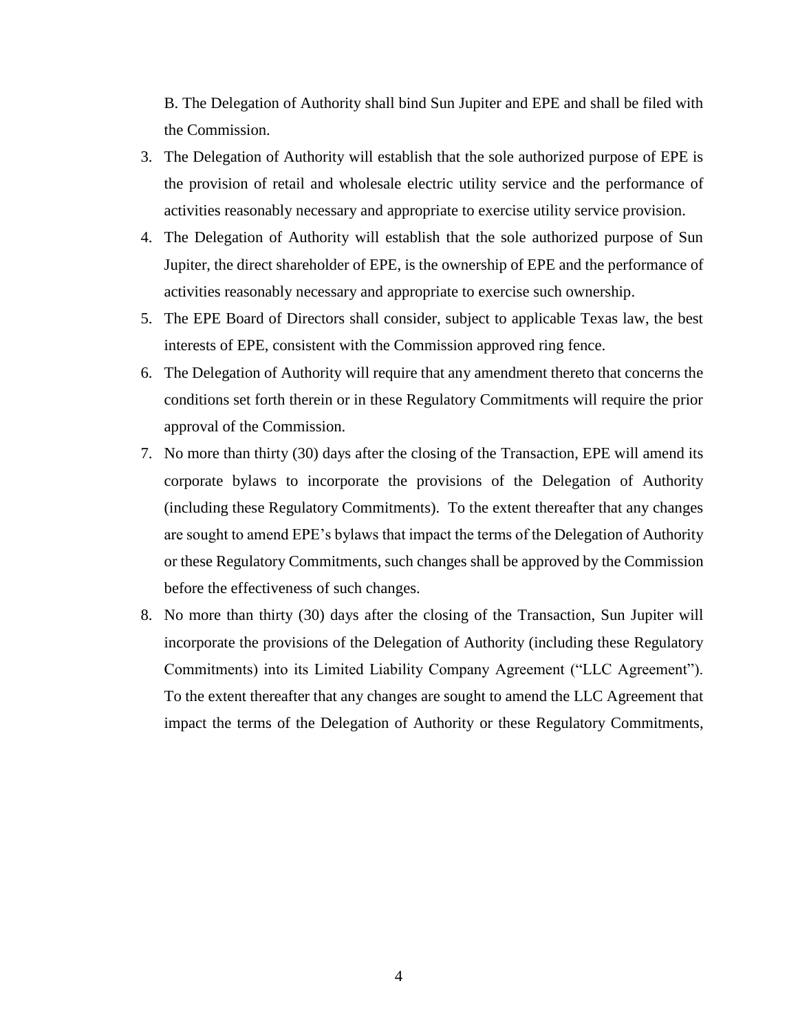B. The Delegation of Authority shall bind Sun Jupiter and EPE and shall be filed with the Commission.

3. The Delegation of Authority will establish that the sole authorized purpose of EPE is the provision of retail and wholesale electric utility service and the performance of activities reasonably necessary and appropriate to exercise utility service provision.
4. The Delegation of Authority will establish that the sole authorized purpose of Sun Jupiter, the direct shareholder of EPE, is the ownership of EPE and the performance of activities reasonably necessary and appropriate to exercise such ownership.
5. The EPE Board of Directors shall consider, subject to applicable Texas law, the best interests of EPE, consistent with the Commission approved ring fence.
6. The Delegation of Authority will require that any amendment thereto that concerns the conditions set forth therein or in these Regulatory Commitments will require the prior approval of the Commission.
7. No more than thirty (30) days after the closing of the Transaction, EPE will amend its corporate bylaws to incorporate the provisions of the Delegation of Authority (including these Regulatory Commitments). To the extent thereafter that any changes are sought to amend EPE's bylaws that impact the terms of the Delegation of Authority or these Regulatory Commitments, such changes shall be approved by the Commission before the effectiveness of such changes.
8. No more than thirty (30) days after the closing of the Transaction, Sun Jupiter will incorporate the provisions of the Delegation of Authority (including these Regulatory Commitments) into its Limited Liability Company Agreement ("LLC Agreement"). To the extent thereafter that any changes are sought to amend the LLC Agreement that impact the terms of the Delegation of Authority or these Regulatory Commitments,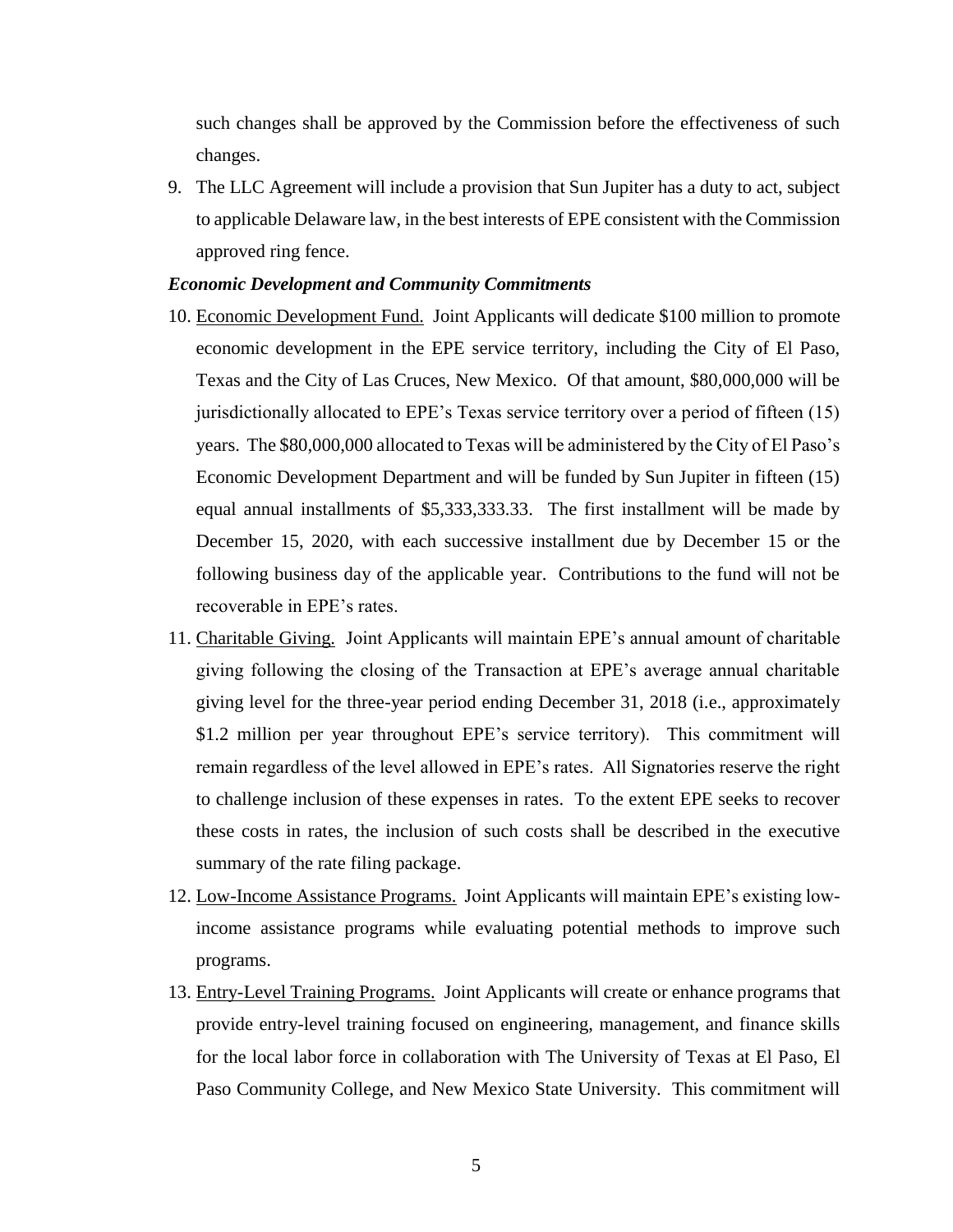such changes shall be approved by the Commission before the effectiveness of such changes.

9. The LLC Agreement will include a provision that Sun Jupiter has a duty to act, subject to applicable Delaware law, in the best interests of EPE consistent with the Commission approved ring fence.

***Economic Development and Community Commitments***

10. Economic Development Fund. Joint Applicants will dedicate $100 million to promote economic development in the EPE service territory, including the City of El Paso, Texas and the City of Las Cruces, New Mexico. Of that amount, $80,000,000 will be jurisdictionally allocated to EPE's Texas service territory over a period of fifteen (15) years. The $80,000,000 allocated to Texas will be administered by the City of El Paso's Economic Development Department and will be funded by Sun Jupiter in fifteen (15) equal annual installments of $5,333,333.33. The first installment will be made by December 15, 2020, with each successive installment due by December 15 or the following business day of the applicable year. Contributions to the fund will not be recoverable in EPE's rates.

11. Charitable Giving. Joint Applicants will maintain EPE's annual amount of charitable giving following the closing of the Transaction at EPE's average annual charitable giving level for the three-year period ending December 31, 2018 (i.e., approximately $1.2 million per year throughout EPE's service territory). This commitment will remain regardless of the level allowed in EPE's rates. All Signatories reserve the right to challenge inclusion of these expenses in rates. To the extent EPE seeks to recover these costs in rates, the inclusion of such costs shall be described in the executive summary of the rate filing package.

12. Low-Income Assistance Programs. Joint Applicants will maintain EPE's existing low-income assistance programs while evaluating potential methods to improve such programs.

13. Entry-Level Training Programs. Joint Applicants will create or enhance programs that provide entry-level training focused on engineering, management, and finance skills for the local labor force in collaboration with The University of Texas at El Paso, El Paso Community College, and New Mexico State University. This commitment will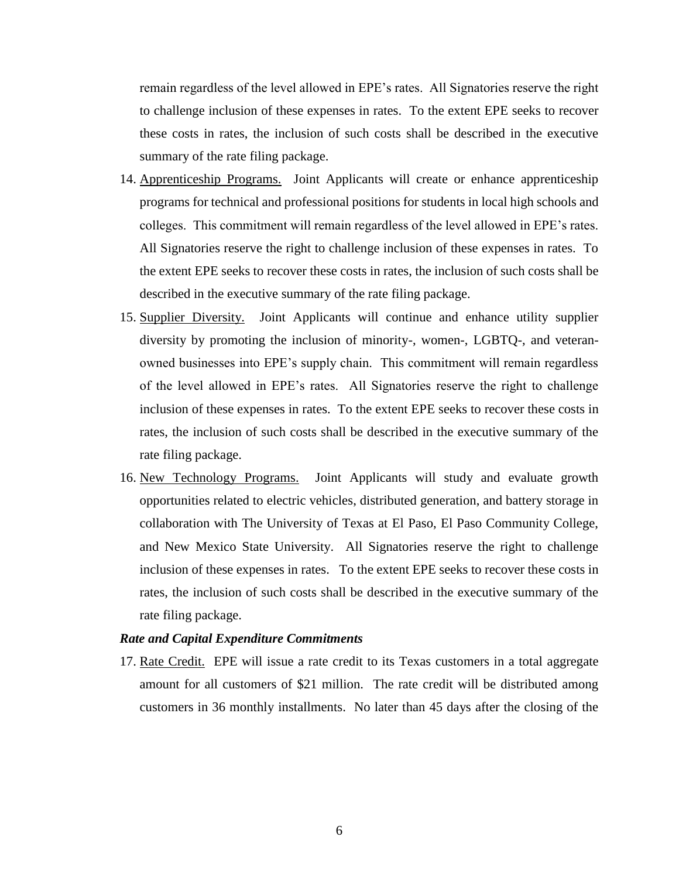remain regardless of the level allowed in EPE's rates. All Signatories reserve the right to challenge inclusion of these expenses in rates. To the extent EPE seeks to recover these costs in rates, the inclusion of such costs shall be described in the executive summary of the rate filing package.

14. <u>Apprenticeship Programs.</u> Joint Applicants will create or enhance apprenticeship programs for technical and professional positions for students in local high schools and colleges. This commitment will remain regardless of the level allowed in EPE's rates. All Signatories reserve the right to challenge inclusion of these expenses in rates. To the extent EPE seeks to recover these costs in rates, the inclusion of such costs shall be described in the executive summary of the rate filing package.
15. <u>Supplier Diversity.</u> Joint Applicants will continue and enhance utility supplier diversity by promoting the inclusion of minority-, women-, LGBTQ-, and veteran-owned businesses into EPE's supply chain. This commitment will remain regardless of the level allowed in EPE's rates. All Signatories reserve the right to challenge inclusion of these expenses in rates. To the extent EPE seeks to recover these costs in rates, the inclusion of such costs shall be described in the executive summary of the rate filing package.
16. <u>New Technology Programs.</u> Joint Applicants will study and evaluate growth opportunities related to electric vehicles, distributed generation, and battery storage in collaboration with The University of Texas at El Paso, El Paso Community College, and New Mexico State University. All Signatories reserve the right to challenge inclusion of these expenses in rates. To the extent EPE seeks to recover these costs in rates, the inclusion of such costs shall be described in the executive summary of the rate filing package.

***Rate and Capital Expenditure Commitments***

17. <u>Rate Credit.</u> EPE will issue a rate credit to its Texas customers in a total aggregate amount for all customers of $21 million. The rate credit will be distributed among customers in 36 monthly installments. No later than 45 days after the closing of the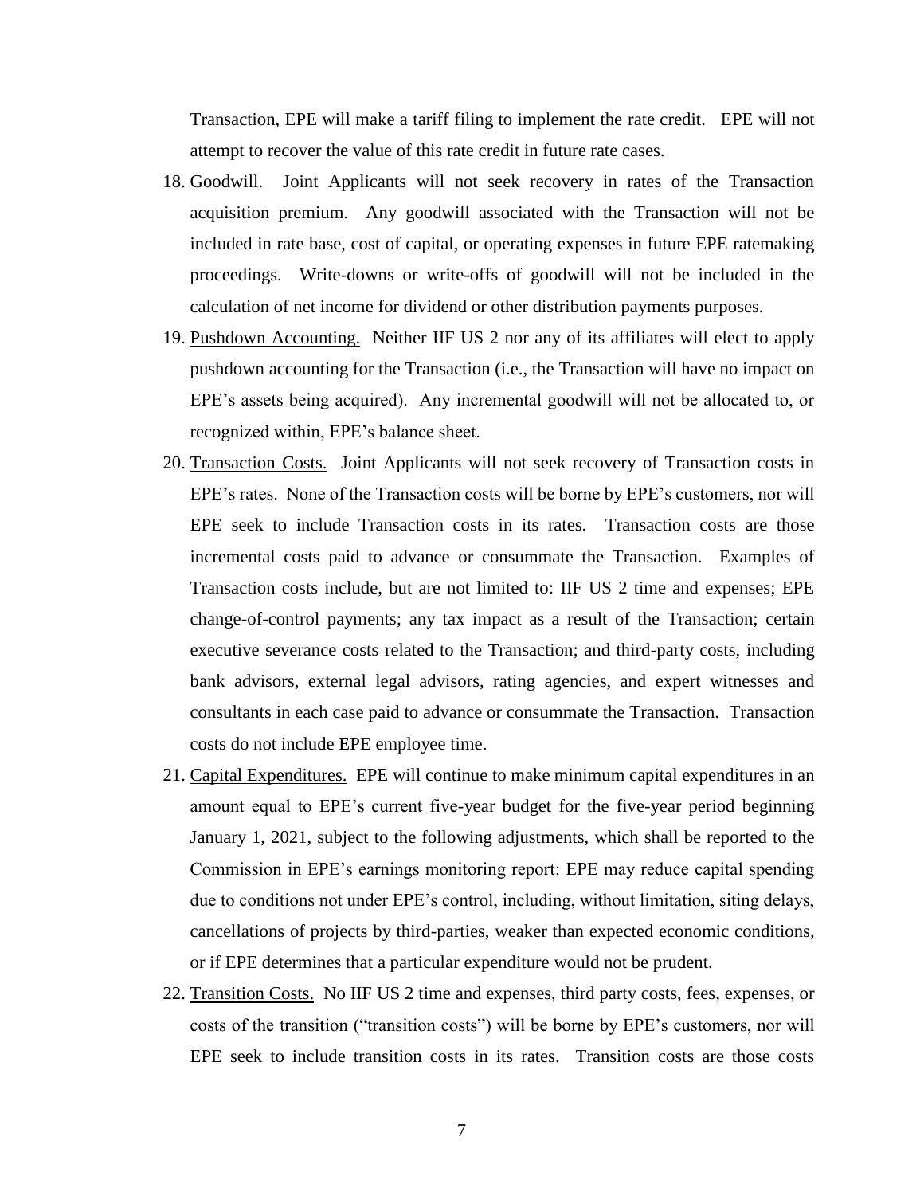Transaction, EPE will make a tariff filing to implement the rate credit. EPE will not attempt to recover the value of this rate credit in future rate cases.

18. Goodwill. Joint Applicants will not seek recovery in rates of the Transaction acquisition premium. Any goodwill associated with the Transaction will not be included in rate base, cost of capital, or operating expenses in future EPE ratemaking proceedings. Write-downs or write-offs of goodwill will not be included in the calculation of net income for dividend or other distribution payments purposes.

19. Pushdown Accounting. Neither IIF US 2 nor any of its affiliates will elect to apply pushdown accounting for the Transaction (i.e., the Transaction will have no impact on EPE's assets being acquired). Any incremental goodwill will not be allocated to, or recognized within, EPE's balance sheet.

20. Transaction Costs. Joint Applicants will not seek recovery of Transaction costs in EPE's rates. None of the Transaction costs will be borne by EPE's customers, nor will EPE seek to include Transaction costs in its rates. Transaction costs are those incremental costs paid to advance or consummate the Transaction. Examples of Transaction costs include, but are not limited to: IIF US 2 time and expenses; EPE change-of-control payments; any tax impact as a result of the Transaction; certain executive severance costs related to the Transaction; and third-party costs, including bank advisors, external legal advisors, rating agencies, and expert witnesses and consultants in each case paid to advance or consummate the Transaction. Transaction costs do not include EPE employee time.

21. Capital Expenditures. EPE will continue to make minimum capital expenditures in an amount equal to EPE's current five-year budget for the five-year period beginning January 1, 2021, subject to the following adjustments, which shall be reported to the Commission in EPE's earnings monitoring report: EPE may reduce capital spending due to conditions not under EPE's control, including, without limitation, siting delays, cancellations of projects by third-parties, weaker than expected economic conditions, or if EPE determines that a particular expenditure would not be prudent.

22. Transition Costs. No IIF US 2 time and expenses, third party costs, fees, expenses, or costs of the transition ("transition costs") will be borne by EPE's customers, nor will EPE seek to include transition costs in its rates. Transition costs are those costs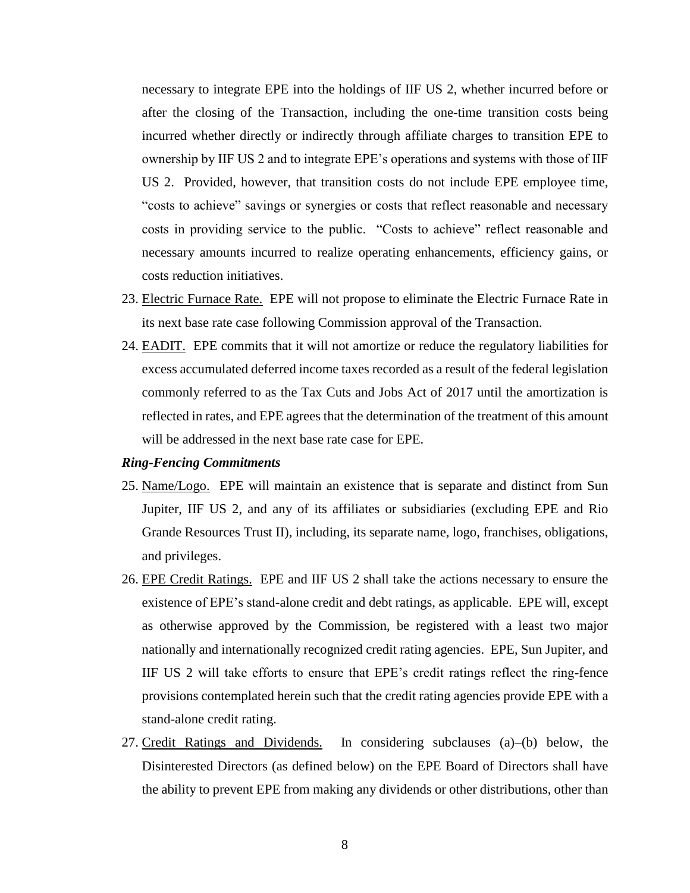necessary to integrate EPE into the holdings of IIF US 2, whether incurred before or after the closing of the Transaction, including the one-time transition costs being incurred whether directly or indirectly through affiliate charges to transition EPE to ownership by IIF US 2 and to integrate EPE's operations and systems with those of IIF US 2. Provided, however, that transition costs do not include EPE employee time, "costs to achieve" savings or synergies or costs that reflect reasonable and necessary costs in providing service to the public. "Costs to achieve" reflect reasonable and necessary amounts incurred to realize operating enhancements, efficiency gains, or costs reduction initiatives.

23. Electric Furnace Rate. EPE will not propose to eliminate the Electric Furnace Rate in its next base rate case following Commission approval of the Transaction.

24. EADIT. EPE commits that it will not amortize or reduce the regulatory liabilities for excess accumulated deferred income taxes recorded as a result of the federal legislation commonly referred to as the Tax Cuts and Jobs Act of 2017 until the amortization is reflected in rates, and EPE agrees that the determination of the treatment of this amount will be addressed in the next base rate case for EPE.

***Ring-Fencing Commitments***

25. Name/Logo. EPE will maintain an existence that is separate and distinct from Sun Jupiter, IIF US 2, and any of its affiliates or subsidiaries (excluding EPE and Rio Grande Resources Trust II), including, its separate name, logo, franchises, obligations, and privileges.

26. EPE Credit Ratings. EPE and IIF US 2 shall take the actions necessary to ensure the existence of EPE's stand-alone credit and debt ratings, as applicable. EPE will, except as otherwise approved by the Commission, be registered with a least two major nationally and internationally recognized credit rating agencies. EPE, Sun Jupiter, and IIF US 2 will take efforts to ensure that EPE's credit ratings reflect the ring-fence provisions contemplated herein such that the credit rating agencies provide EPE with a stand-alone credit rating.

27. Credit Ratings and Dividends. In considering subclauses (a)–(b) below, the Disinterested Directors (as defined below) on the EPE Board of Directors shall have the ability to prevent EPE from making any dividends or other distributions, other than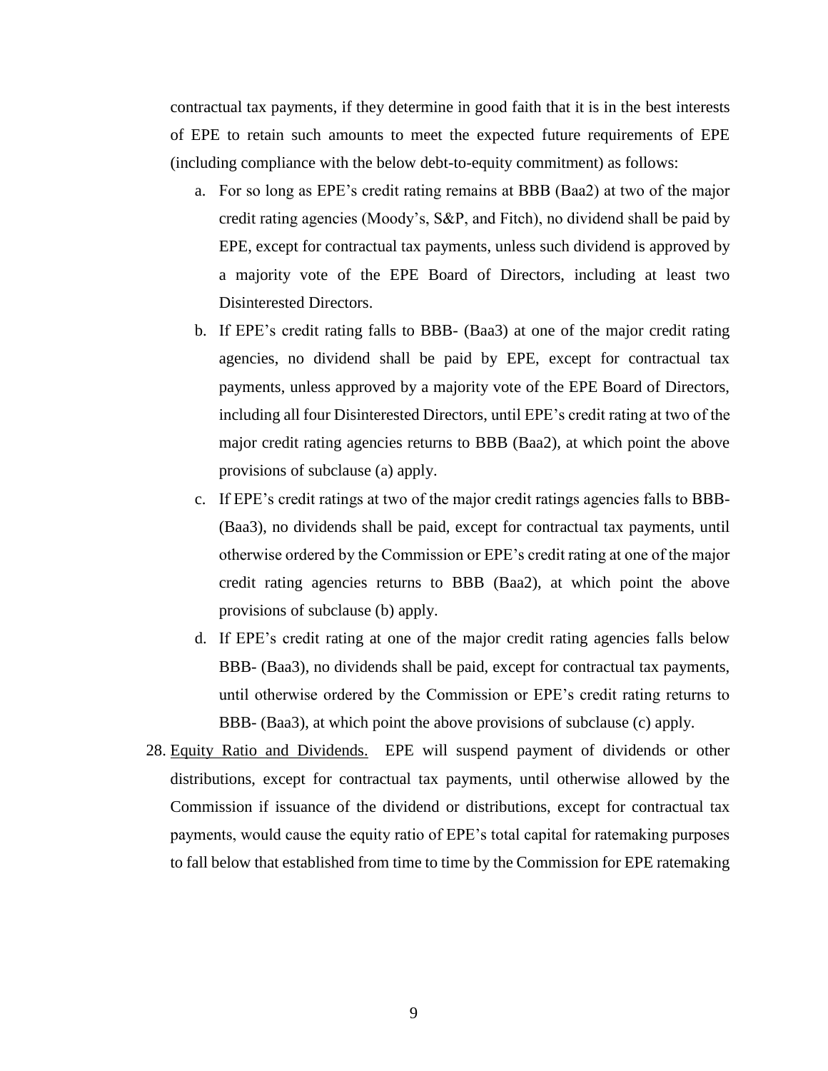contractual tax payments, if they determine in good faith that it is in the best interests of EPE to retain such amounts to meet the expected future requirements of EPE (including compliance with the below debt-to-equity commitment) as follows:

a. For so long as EPE's credit rating remains at BBB (Baa2) at two of the major credit rating agencies (Moody's, S&P, and Fitch), no dividend shall be paid by EPE, except for contractual tax payments, unless such dividend is approved by a majority vote of the EPE Board of Directors, including at least two Disinterested Directors.

b. If EPE's credit rating falls to BBB- (Baa3) at one of the major credit rating agencies, no dividend shall be paid by EPE, except for contractual tax payments, unless approved by a majority vote of the EPE Board of Directors, including all four Disinterested Directors, until EPE's credit rating at two of the major credit rating agencies returns to BBB (Baa2), at which point the above provisions of subclause (a) apply.

c. If EPE's credit ratings at two of the major credit ratings agencies falls to BBB- (Baa3), no dividends shall be paid, except for contractual tax payments, until otherwise ordered by the Commission or EPE's credit rating at one of the major credit rating agencies returns to BBB (Baa2), at which point the above provisions of subclause (b) apply.

d. If EPE's credit rating at one of the major credit rating agencies falls below BBB- (Baa3), no dividends shall be paid, except for contractual tax payments, until otherwise ordered by the Commission or EPE's credit rating returns to BBB- (Baa3), at which point the above provisions of subclause (c) apply.

28. Equity Ratio and Dividends. EPE will suspend payment of dividends or other distributions, except for contractual tax payments, until otherwise allowed by the Commission if issuance of the dividend or distributions, except for contractual tax payments, would cause the equity ratio of EPE's total capital for ratemaking purposes to fall below that established from time to time by the Commission for EPE ratemaking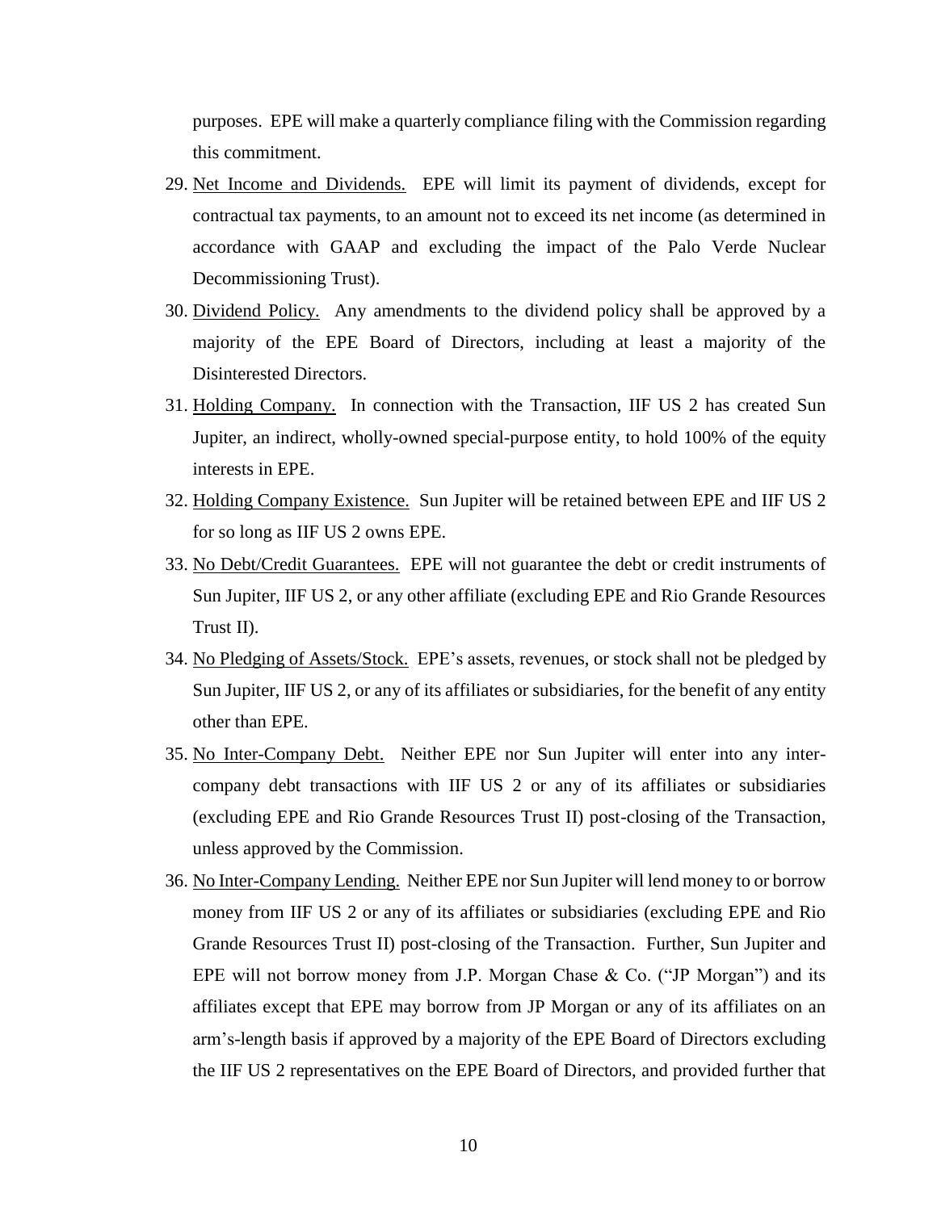purposes. EPE will make a quarterly compliance filing with the Commission regarding this commitment.

29. <u>Net Income and Dividends.</u> EPE will limit its payment of dividends, except for contractual tax payments, to an amount not to exceed its net income (as determined in accordance with GAAP and excluding the impact of the Palo Verde Nuclear Decommissioning Trust).
30. <u>Dividend Policy.</u> Any amendments to the dividend policy shall be approved by a majority of the EPE Board of Directors, including at least a majority of the Disinterested Directors.
31. <u>Holding Company.</u> In connection with the Transaction, IIF US 2 has created Sun Jupiter, an indirect, wholly-owned special-purpose entity, to hold 100% of the equity interests in EPE.
32. <u>Holding Company Existence.</u> Sun Jupiter will be retained between EPE and IIF US 2 for so long as IIF US 2 owns EPE.
33. <u>No Debt/Credit Guarantees.</u> EPE will not guarantee the debt or credit instruments of Sun Jupiter, IIF US 2, or any other affiliate (excluding EPE and Rio Grande Resources Trust II).
34. <u>No Pledging of Assets/Stock.</u> EPE's assets, revenues, or stock shall not be pledged by Sun Jupiter, IIF US 2, or any of its affiliates or subsidiaries, for the benefit of any entity other than EPE.
35. <u>No Inter-Company Debt.</u> Neither EPE nor Sun Jupiter will enter into any inter-company debt transactions with IIF US 2 or any of its affiliates or subsidiaries (excluding EPE and Rio Grande Resources Trust II) post-closing of the Transaction, unless approved by the Commission.
36. <u>No Inter-Company Lending.</u> Neither EPE nor Sun Jupiter will lend money to or borrow money from IIF US 2 or any of its affiliates or subsidiaries (excluding EPE and Rio Grande Resources Trust II) post-closing of the Transaction. Further, Sun Jupiter and EPE will not borrow money from J.P. Morgan Chase & Co. ("JP Morgan") and its affiliates except that EPE may borrow from JP Morgan or any of its affiliates on an arm's-length basis if approved by a majority of the EPE Board of Directors excluding the IIF US 2 representatives on the EPE Board of Directors, and provided further that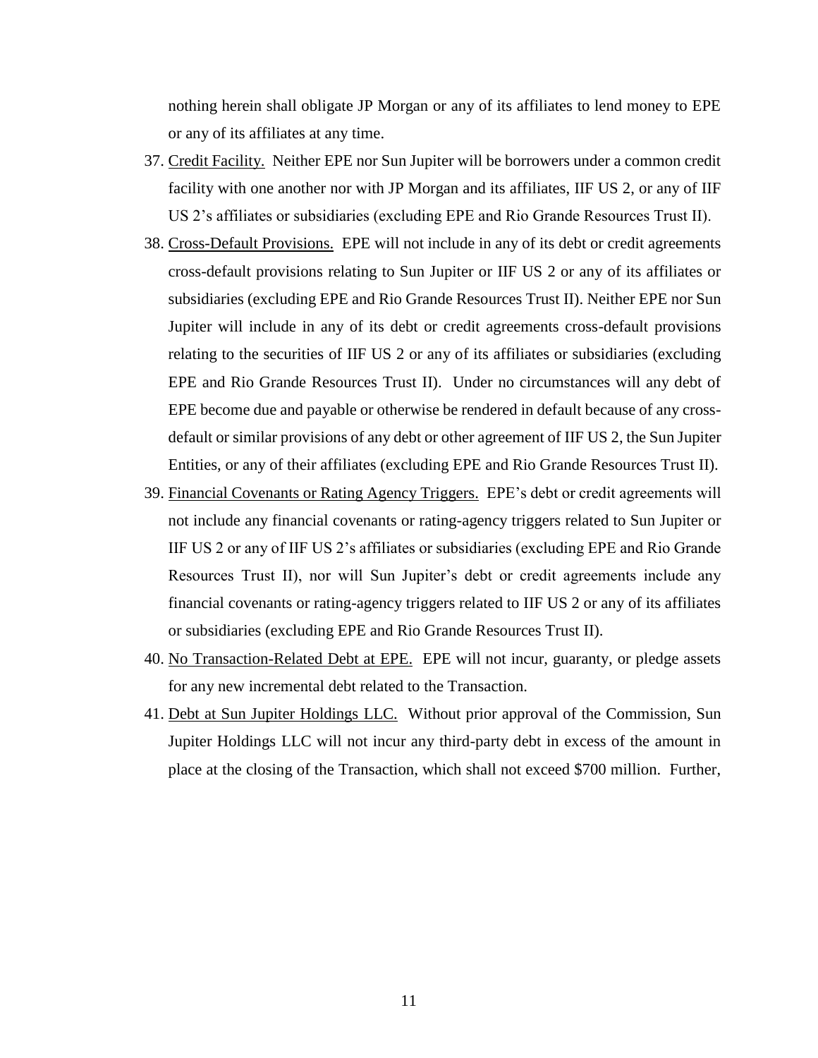nothing herein shall obligate JP Morgan or any of its affiliates to lend money to EPE or any of its affiliates at any time.

37. Credit Facility. Neither EPE nor Sun Jupiter will be borrowers under a common credit facility with one another nor with JP Morgan and its affiliates, IIF US 2, or any of IIF US 2's affiliates or subsidiaries (excluding EPE and Rio Grande Resources Trust II).
38. Cross-Default Provisions. EPE will not include in any of its debt or credit agreements cross-default provisions relating to Sun Jupiter or IIF US 2 or any of its affiliates or subsidiaries (excluding EPE and Rio Grande Resources Trust II). Neither EPE nor Sun Jupiter will include in any of its debt or credit agreements cross-default provisions relating to the securities of IIF US 2 or any of its affiliates or subsidiaries (excluding EPE and Rio Grande Resources Trust II). Under no circumstances will any debt of EPE become due and payable or otherwise be rendered in default because of any cross-default or similar provisions of any debt or other agreement of IIF US 2, the Sun Jupiter Entities, or any of their affiliates (excluding EPE and Rio Grande Resources Trust II).
39. Financial Covenants or Rating Agency Triggers. EPE's debt or credit agreements will not include any financial covenants or rating-agency triggers related to Sun Jupiter or IIF US 2 or any of IIF US 2's affiliates or subsidiaries (excluding EPE and Rio Grande Resources Trust II), nor will Sun Jupiter's debt or credit agreements include any financial covenants or rating-agency triggers related to IIF US 2 or any of its affiliates or subsidiaries (excluding EPE and Rio Grande Resources Trust II).
40. No Transaction-Related Debt at EPE. EPE will not incur, guaranty, or pledge assets for any new incremental debt related to the Transaction.
41. Debt at Sun Jupiter Holdings LLC. Without prior approval of the Commission, Sun Jupiter Holdings LLC will not incur any third-party debt in excess of the amount in place at the closing of the Transaction, which shall not exceed $700 million. Further,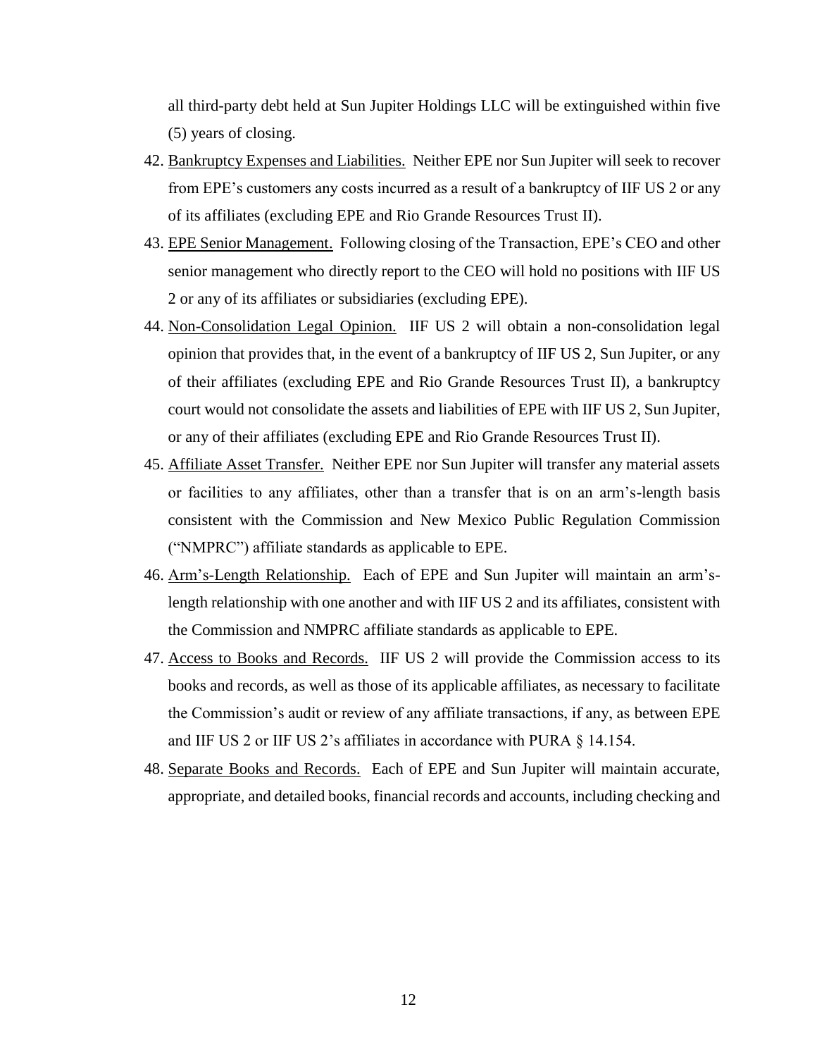all third-party debt held at Sun Jupiter Holdings LLC will be extinguished within five (5) years of closing.

42. Bankruptcy Expenses and Liabilities. Neither EPE nor Sun Jupiter will seek to recover from EPE's customers any costs incurred as a result of a bankruptcy of IIF US 2 or any of its affiliates (excluding EPE and Rio Grande Resources Trust II).
43. EPE Senior Management. Following closing of the Transaction, EPE's CEO and other senior management who directly report to the CEO will hold no positions with IIF US 2 or any of its affiliates or subsidiaries (excluding EPE).
44. Non-Consolidation Legal Opinion. IIF US 2 will obtain a non-consolidation legal opinion that provides that, in the event of a bankruptcy of IIF US 2, Sun Jupiter, or any of their affiliates (excluding EPE and Rio Grande Resources Trust II), a bankruptcy court would not consolidate the assets and liabilities of EPE with IIF US 2, Sun Jupiter, or any of their affiliates (excluding EPE and Rio Grande Resources Trust II).
45. Affiliate Asset Transfer. Neither EPE nor Sun Jupiter will transfer any material assets or facilities to any affiliates, other than a transfer that is on an arm's-length basis consistent with the Commission and New Mexico Public Regulation Commission ("NMPRC") affiliate standards as applicable to EPE.
46. Arm's-Length Relationship. Each of EPE and Sun Jupiter will maintain an arm's-length relationship with one another and with IIF US 2 and its affiliates, consistent with the Commission and NMPRC affiliate standards as applicable to EPE.
47. Access to Books and Records. IIF US 2 will provide the Commission access to its books and records, as well as those of its applicable affiliates, as necessary to facilitate the Commission's audit or review of any affiliate transactions, if any, as between EPE and IIF US 2 or IIF US 2's affiliates in accordance with PURA § 14.154.
48. Separate Books and Records. Each of EPE and Sun Jupiter will maintain accurate, appropriate, and detailed books, financial records and accounts, including checking and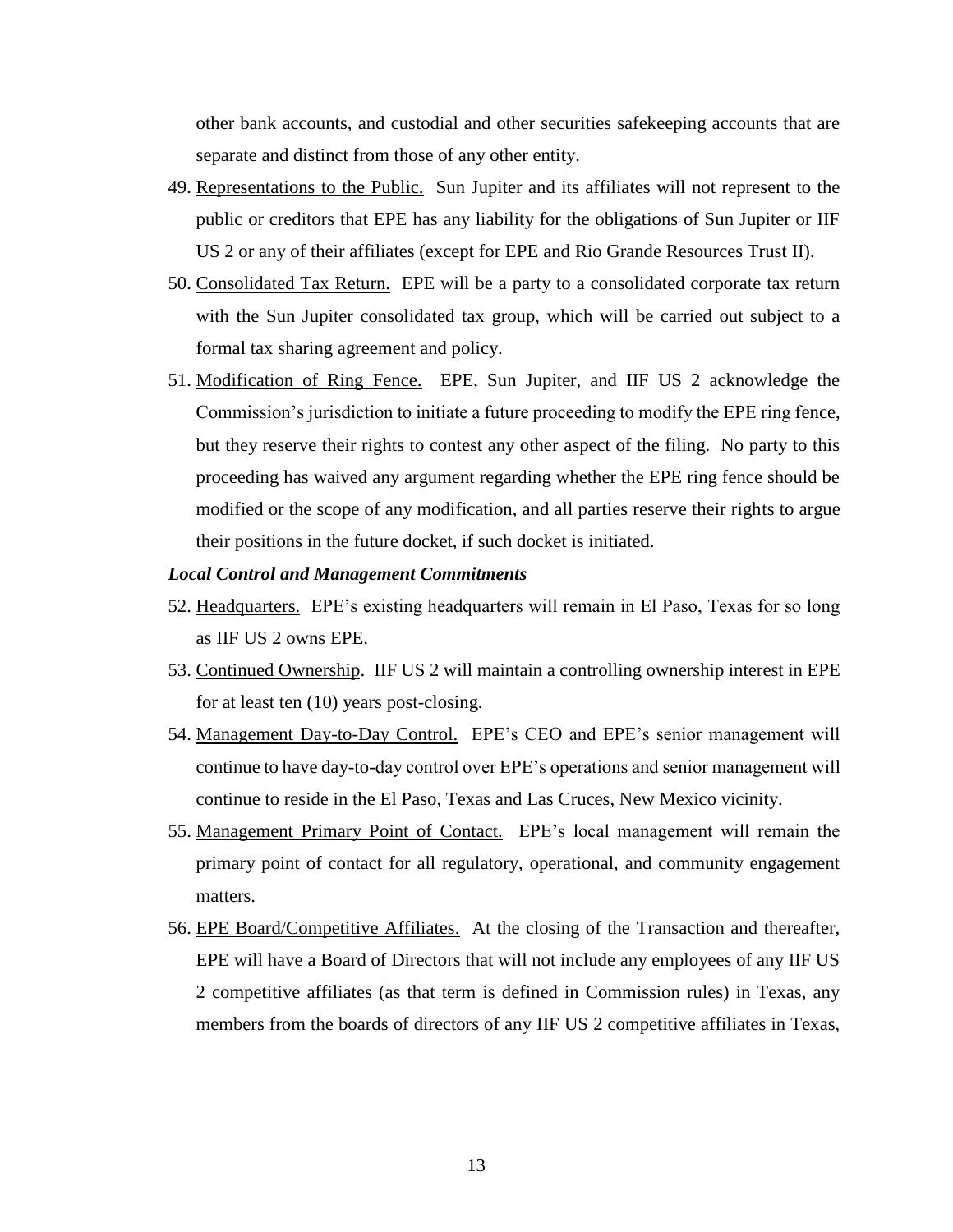other bank accounts, and custodial and other securities safekeeping accounts that are separate and distinct from those of any other entity.

49. Representations to the Public. Sun Jupiter and its affiliates will not represent to the public or creditors that EPE has any liability for the obligations of Sun Jupiter or IIF US 2 or any of their affiliates (except for EPE and Rio Grande Resources Trust II).

50. Consolidated Tax Return. EPE will be a party to a consolidated corporate tax return with the Sun Jupiter consolidated tax group, which will be carried out subject to a formal tax sharing agreement and policy.

51. Modification of Ring Fence. EPE, Sun Jupiter, and IIF US 2 acknowledge the Commission's jurisdiction to initiate a future proceeding to modify the EPE ring fence, but they reserve their rights to contest any other aspect of the filing. No party to this proceeding has waived any argument regarding whether the EPE ring fence should be modified or the scope of any modification, and all parties reserve their rights to argue their positions in the future docket, if such docket is initiated.

***Local Control and Management Commitments***

52. Headquarters. EPE's existing headquarters will remain in El Paso, Texas for so long as IIF US 2 owns EPE.

53. Continued Ownership. IIF US 2 will maintain a controlling ownership interest in EPE for at least ten (10) years post-closing.

54. Management Day-to-Day Control. EPE's CEO and EPE's senior management will continue to have day-to-day control over EPE's operations and senior management will continue to reside in the El Paso, Texas and Las Cruces, New Mexico vicinity.

55. Management Primary Point of Contact. EPE's local management will remain the primary point of contact for all regulatory, operational, and community engagement matters.

56. EPE Board/Competitive Affiliates. At the closing of the Transaction and thereafter, EPE will have a Board of Directors that will not include any employees of any IIF US 2 competitive affiliates (as that term is defined in Commission rules) in Texas, any members from the boards of directors of any IIF US 2 competitive affiliates in Texas,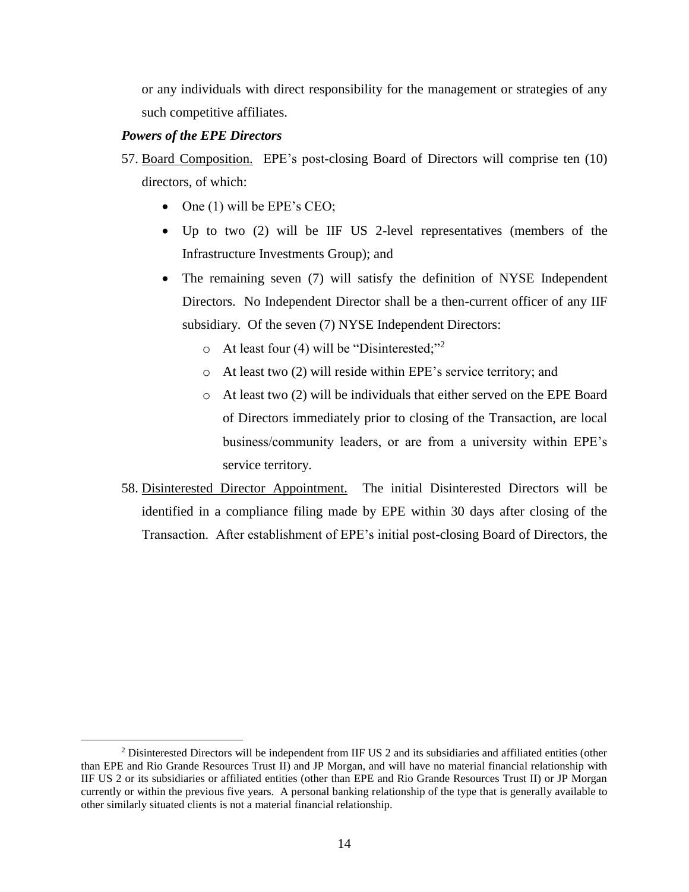or any individuals with direct responsibility for the management or strategies of any such competitive affiliates.

***Powers of the EPE Directors***

57. Board Composition. EPE's post-closing Board of Directors will comprise ten (10) directors, of which:
    - One (1) will be EPE's CEO;
    - Up to two (2) will be IIF US 2-level representatives (members of the Infrastructure Investments Group); and
    - The remaining seven (7) will satisfy the definition of NYSE Independent Directors. No Independent Director shall be a then-current officer of any IIF subsidiary. Of the seven (7) NYSE Independent Directors:
        - At least four (4) will be "Disinterested;"[2]
        - At least two (2) will reside within EPE's service territory; and
        - At least two (2) will be individuals that either served on the EPE Board of Directors immediately prior to closing of the Transaction, are local business/community leaders, or are from a university within EPE's service territory.
58. Disinterested Director Appointment. The initial Disinterested Directors will be identified in a compliance filing made by EPE within 30 days after closing of the Transaction. After establishment of EPE's initial post-closing Board of Directors, the

[2] Disinterested Directors will be independent from IIF US 2 and its subsidiaries and affiliated entities (other than EPE and Rio Grande Resources Trust II) and JP Morgan, and will have no material financial relationship with IIF US 2 or its subsidiaries or affiliated entities (other than EPE and Rio Grande Resources Trust II) or JP Morgan currently or within the previous five years. A personal banking relationship of the type that is generally available to other similarly situated clients is not a material financial relationship.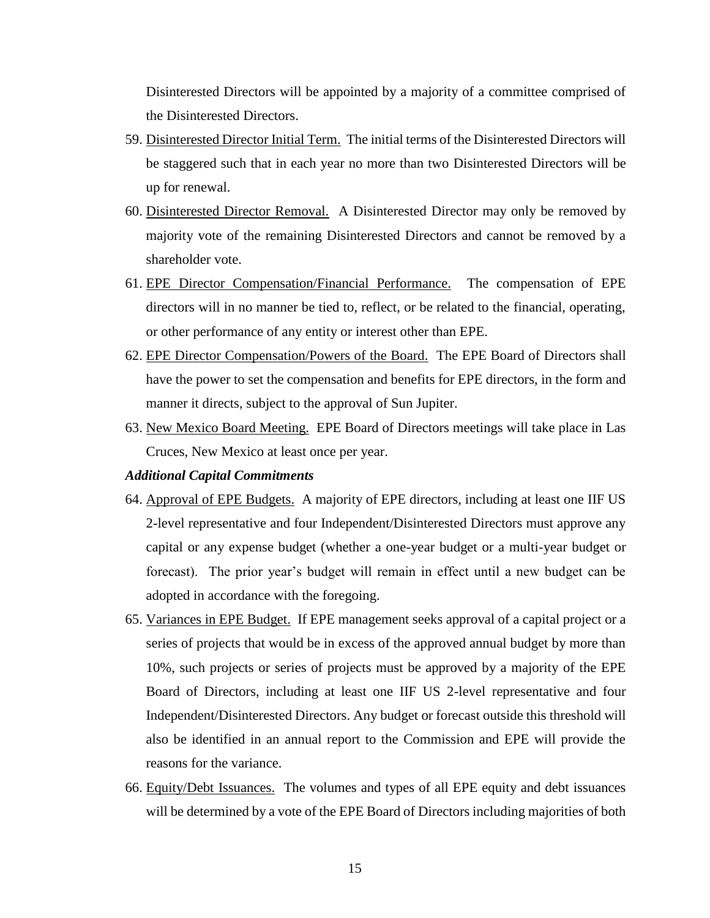Disinterested Directors will be appointed by a majority of a committee comprised of the Disinterested Directors.

59. Disinterested Director Initial Term. The initial terms of the Disinterested Directors will be staggered such that in each year no more than two Disinterested Directors will be up for renewal.

60. Disinterested Director Removal. A Disinterested Director may only be removed by majority vote of the remaining Disinterested Directors and cannot be removed by a shareholder vote.

61. EPE Director Compensation/Financial Performance. The compensation of EPE directors will in no manner be tied to, reflect, or be related to the financial, operating, or other performance of any entity or interest other than EPE.

62. EPE Director Compensation/Powers of the Board. The EPE Board of Directors shall have the power to set the compensation and benefits for EPE directors, in the form and manner it directs, subject to the approval of Sun Jupiter.

63. New Mexico Board Meeting. EPE Board of Directors meetings will take place in Las Cruces, New Mexico at least once per year.

***Additional Capital Commitments***

64. Approval of EPE Budgets. A majority of EPE directors, including at least one IIF US 2-level representative and four Independent/Disinterested Directors must approve any capital or any expense budget (whether a one-year budget or a multi-year budget or forecast). The prior year's budget will remain in effect until a new budget can be adopted in accordance with the foregoing.

65. Variances in EPE Budget. If EPE management seeks approval of a capital project or a series of projects that would be in excess of the approved annual budget by more than 10%, such projects or series of projects must be approved by a majority of the EPE Board of Directors, including at least one IIF US 2-level representative and four Independent/Disinterested Directors. Any budget or forecast outside this threshold will also be identified in an annual report to the Commission and EPE will provide the reasons for the variance.

66. Equity/Debt Issuances. The volumes and types of all EPE equity and debt issuances will be determined by a vote of the EPE Board of Directors including majorities of both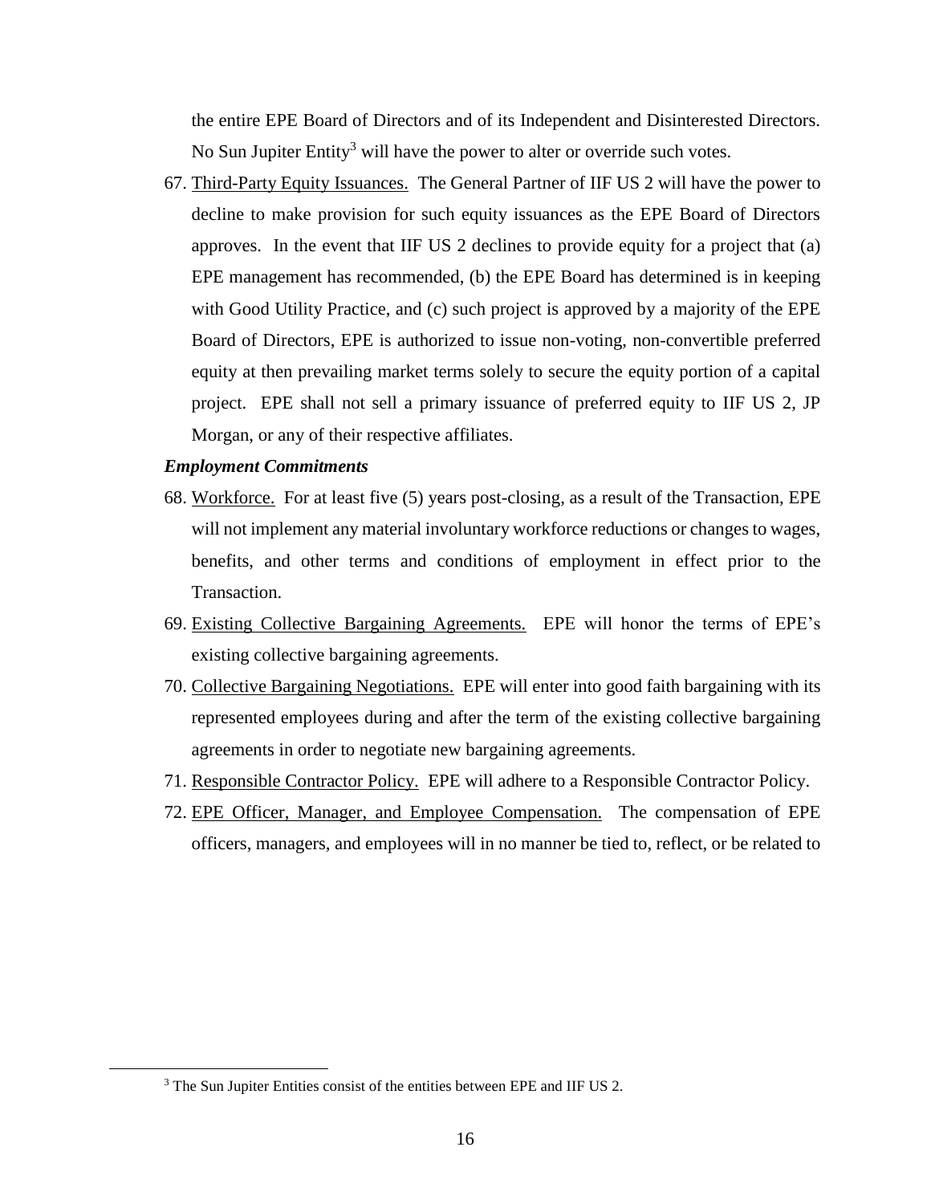the entire EPE Board of Directors and of its Independent and Disinterested Directors. No Sun Jupiter Entity[3] will have the power to alter or override such votes.

67. <u>Third-Party Equity Issuances.</u> The General Partner of IIF US 2 will have the power to decline to make provision for such equity issuances as the EPE Board of Directors approves. In the event that IIF US 2 declines to provide equity for a project that (a) EPE management has recommended, (b) the EPE Board has determined is in keeping with Good Utility Practice, and (c) such project is approved by a majority of the EPE Board of Directors, EPE is authorized to issue non-voting, non-convertible preferred equity at then prevailing market terms solely to secure the equity portion of a capital project. EPE shall not sell a primary issuance of preferred equity to IIF US 2, JP Morgan, or any of their respective affiliates.

***Employment Commitments***

68. <u>Workforce.</u> For at least five (5) years post-closing, as a result of the Transaction, EPE will not implement any material involuntary workforce reductions or changes to wages, benefits, and other terms and conditions of employment in effect prior to the Transaction.
69. <u>Existing Collective Bargaining Agreements.</u> EPE will honor the terms of EPE's existing collective bargaining agreements.
70. <u>Collective Bargaining Negotiations.</u> EPE will enter into good faith bargaining with its represented employees during and after the term of the existing collective bargaining agreements in order to negotiate new bargaining agreements.
71. <u>Responsible Contractor Policy.</u> EPE will adhere to a Responsible Contractor Policy.
72. <u>EPE Officer, Manager, and Employee Compensation.</u> The compensation of EPE officers, managers, and employees will in no manner be tied to, reflect, or be related to

[3] The Sun Jupiter Entities consist of the entities between EPE and IIF US 2.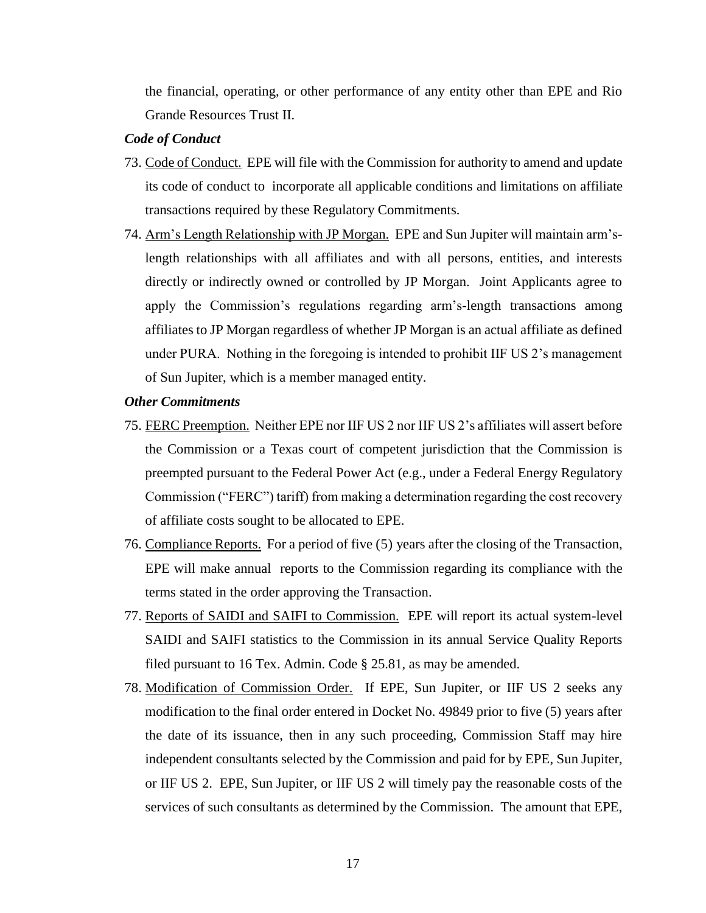the financial, operating, or other performance of any entity other than EPE and Rio Grande Resources Trust II.

***Code of Conduct***

73. Code of Conduct. EPE will file with the Commission for authority to amend and update its code of conduct to incorporate all applicable conditions and limitations on affiliate transactions required by these Regulatory Commitments.

74. Arm's Length Relationship with JP Morgan. EPE and Sun Jupiter will maintain arm's-length relationships with all affiliates and with all persons, entities, and interests directly or indirectly owned or controlled by JP Morgan. Joint Applicants agree to apply the Commission's regulations regarding arm's-length transactions among affiliates to JP Morgan regardless of whether JP Morgan is an actual affiliate as defined under PURA. Nothing in the foregoing is intended to prohibit IIF US 2's management of Sun Jupiter, which is a member managed entity.

***Other Commitments***

75. FERC Preemption. Neither EPE nor IIF US 2 nor IIF US 2's affiliates will assert before the Commission or a Texas court of competent jurisdiction that the Commission is preempted pursuant to the Federal Power Act (e.g., under a Federal Energy Regulatory Commission ("FERC") tariff) from making a determination regarding the cost recovery of affiliate costs sought to be allocated to EPE.

76. Compliance Reports. For a period of five (5) years after the closing of the Transaction, EPE will make annual reports to the Commission regarding its compliance with the terms stated in the order approving the Transaction.

77. Reports of SAIDI and SAIFI to Commission. EPE will report its actual system-level SAIDI and SAIFI statistics to the Commission in its annual Service Quality Reports filed pursuant to 16 Tex. Admin. Code § 25.81, as may be amended.

78. Modification of Commission Order. If EPE, Sun Jupiter, or IIF US 2 seeks any modification to the final order entered in Docket No. 49849 prior to five (5) years after the date of its issuance, then in any such proceeding, Commission Staff may hire independent consultants selected by the Commission and paid for by EPE, Sun Jupiter, or IIF US 2. EPE, Sun Jupiter, or IIF US 2 will timely pay the reasonable costs of the services of such consultants as determined by the Commission. The amount that EPE,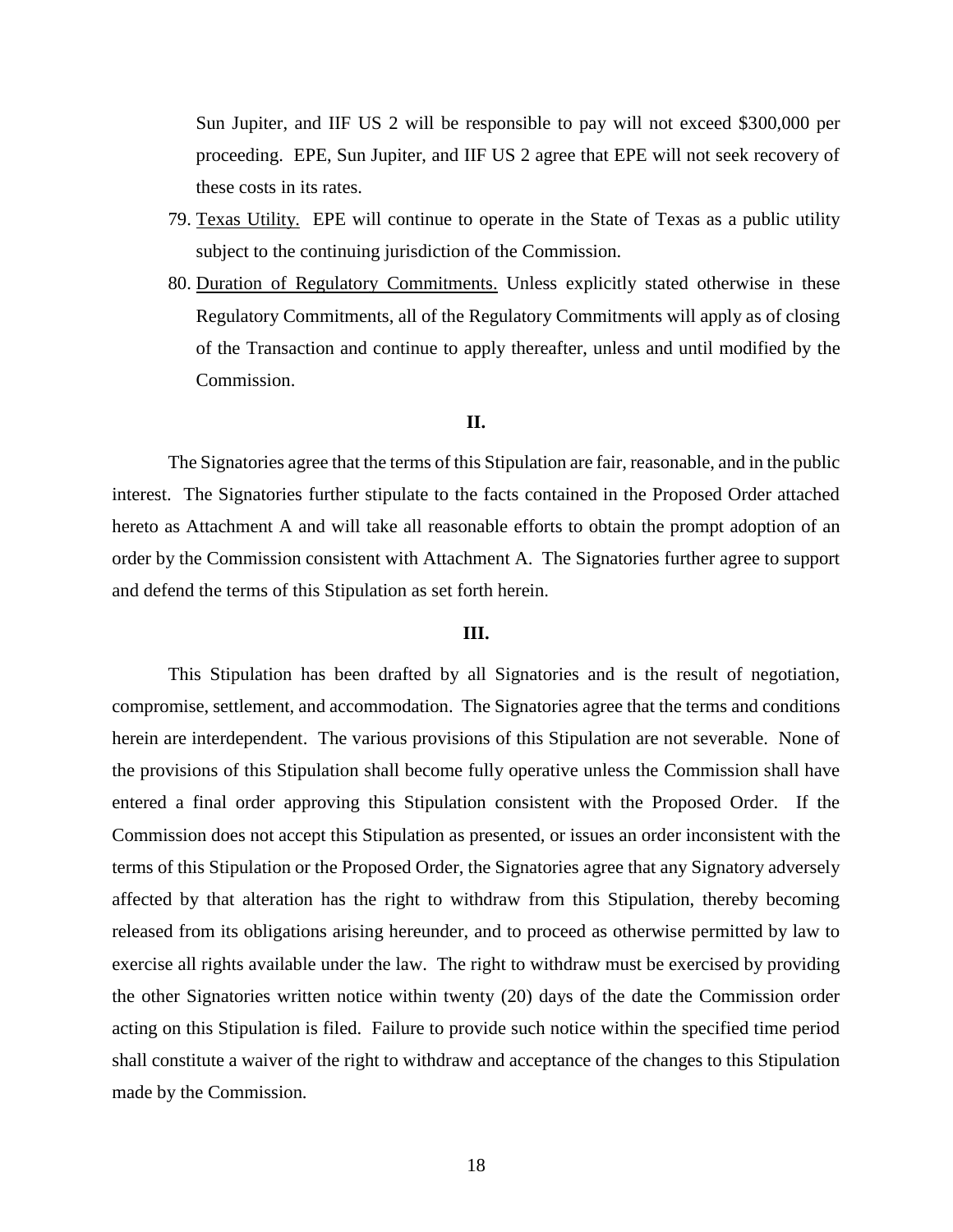Sun Jupiter, and IIF US 2 will be responsible to pay will not exceed $300,000 per proceeding. EPE, Sun Jupiter, and IIF US 2 agree that EPE will not seek recovery of these costs in its rates.

79. Texas Utility. EPE will continue to operate in the State of Texas as a public utility subject to the continuing jurisdiction of the Commission.

80. Duration of Regulatory Commitments. Unless explicitly stated otherwise in these Regulatory Commitments, all of the Regulatory Commitments will apply as of closing of the Transaction and continue to apply thereafter, unless and until modified by the Commission.

**II.**

The Signatories agree that the terms of this Stipulation are fair, reasonable, and in the public interest. The Signatories further stipulate to the facts contained in the Proposed Order attached hereto as Attachment A and will take all reasonable efforts to obtain the prompt adoption of an order by the Commission consistent with Attachment A. The Signatories further agree to support and defend the terms of this Stipulation as set forth herein.

**III.**

This Stipulation has been drafted by all Signatories and is the result of negotiation, compromise, settlement, and accommodation. The Signatories agree that the terms and conditions herein are interdependent. The various provisions of this Stipulation are not severable. None of the provisions of this Stipulation shall become fully operative unless the Commission shall have entered a final order approving this Stipulation consistent with the Proposed Order. If the Commission does not accept this Stipulation as presented, or issues an order inconsistent with the terms of this Stipulation or the Proposed Order, the Signatories agree that any Signatory adversely affected by that alteration has the right to withdraw from this Stipulation, thereby becoming released from its obligations arising hereunder, and to proceed as otherwise permitted by law to exercise all rights available under the law. The right to withdraw must be exercised by providing the other Signatories written notice within twenty (20) days of the date the Commission order acting on this Stipulation is filed. Failure to provide such notice within the specified time period shall constitute a waiver of the right to withdraw and acceptance of the changes to this Stipulation made by the Commission.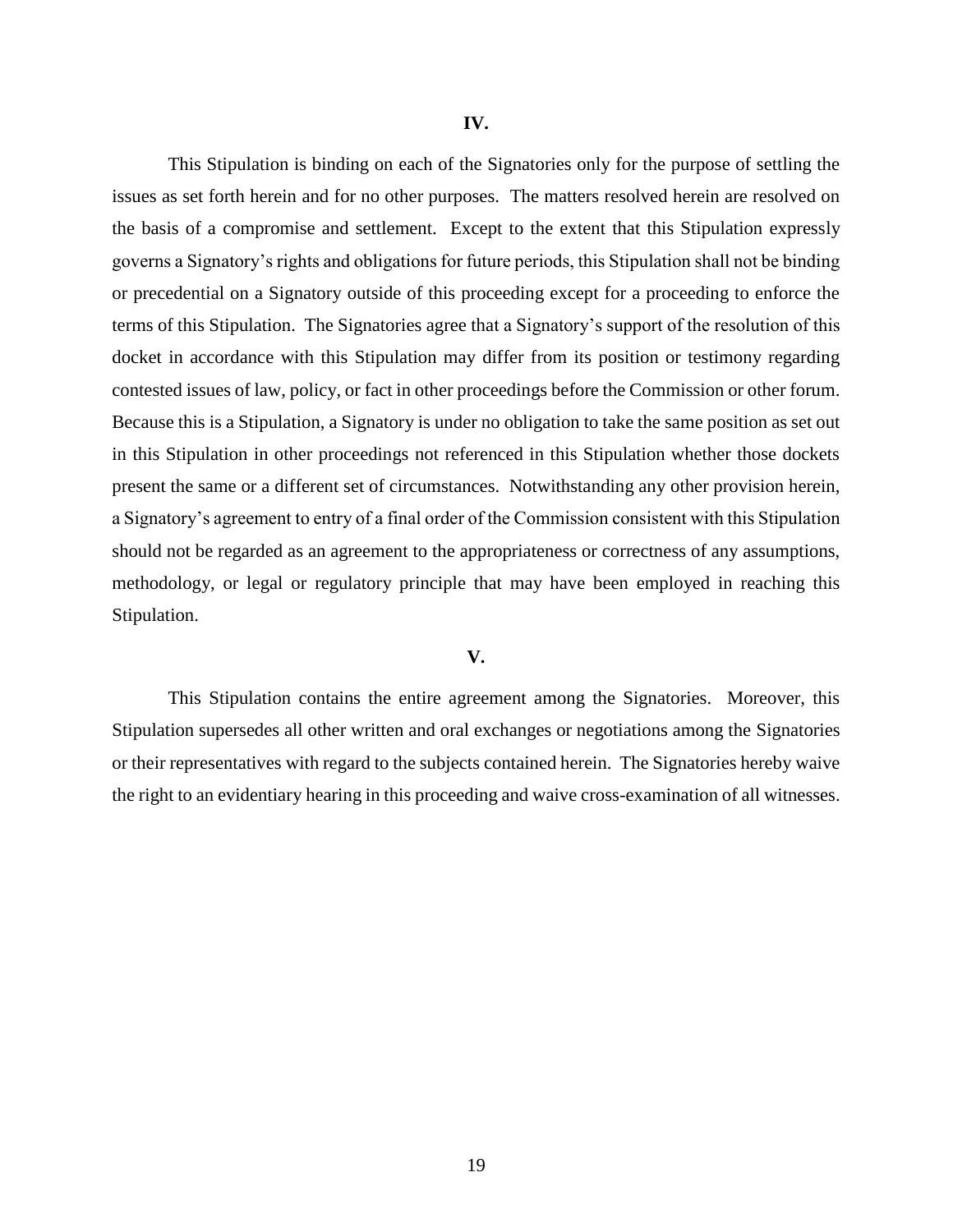**IV.**

This Stipulation is binding on each of the Signatories only for the purpose of settling the issues as set forth herein and for no other purposes. The matters resolved herein are resolved on the basis of a compromise and settlement. Except to the extent that this Stipulation expressly governs a Signatory's rights and obligations for future periods, this Stipulation shall not be binding or precedential on a Signatory outside of this proceeding except for a proceeding to enforce the terms of this Stipulation. The Signatories agree that a Signatory's support of the resolution of this docket in accordance with this Stipulation may differ from its position or testimony regarding contested issues of law, policy, or fact in other proceedings before the Commission or other forum. Because this is a Stipulation, a Signatory is under no obligation to take the same position as set out in this Stipulation in other proceedings not referenced in this Stipulation whether those dockets present the same or a different set of circumstances. Notwithstanding any other provision herein, a Signatory's agreement to entry of a final order of the Commission consistent with this Stipulation should not be regarded as an agreement to the appropriateness or correctness of any assumptions, methodology, or legal or regulatory principle that may have been employed in reaching this Stipulation.

**V.**

This Stipulation contains the entire agreement among the Signatories. Moreover, this Stipulation supersedes all other written and oral exchanges or negotiations among the Signatories or their representatives with regard to the subjects contained herein. The Signatories hereby waive the right to an evidentiary hearing in this proceeding and waive cross-examination of all witnesses.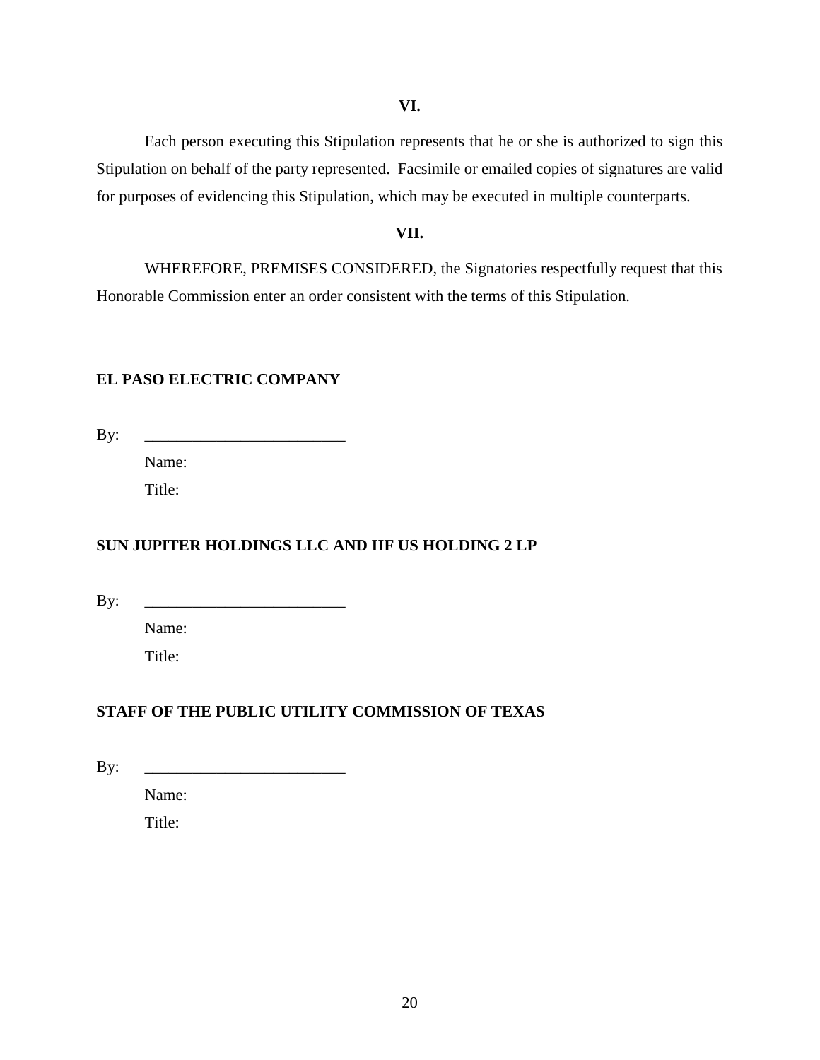**VI.**

Each person executing this Stipulation represents that he or she is authorized to sign this Stipulation on behalf of the party represented. Facsimile or emailed copies of signatures are valid for purposes of evidencing this Stipulation, which may be executed in multiple counterparts.

**VII.**

WHEREFORE, PREMISES CONSIDERED, the Signatories respectfully request that this Honorable Commission enter an order consistent with the terms of this Stipulation.

**EL PASO ELECTRIC COMPANY**

By: _________________________

Name:

Title:

**SUN JUPITER HOLDINGS LLC AND IIF US HOLDING 2 LP**

By: _________________________

Name:

Title:

**STAFF OF THE PUBLIC UTILITY COMMISSION OF TEXAS**

By: _________________________

Name:

Title: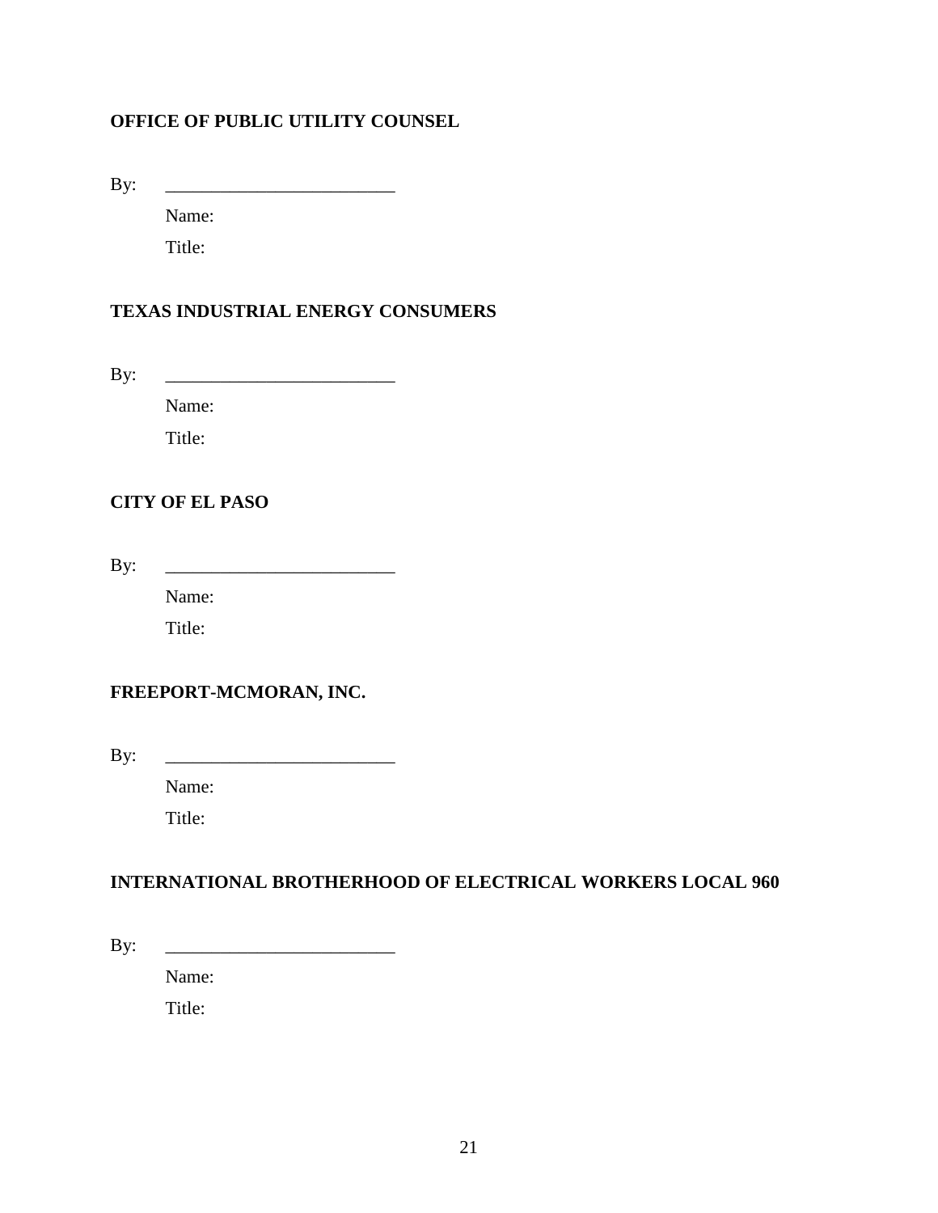**OFFICE OF PUBLIC UTILITY COUNSEL**

By: \_\_\_\_\_\_\_\_\_\_\_\_\_\_\_\_\_\_\_\_\_\_\_\_\_

Name:

Title:

**TEXAS INDUSTRIAL ENERGY CONSUMERS**

By: \_\_\_\_\_\_\_\_\_\_\_\_\_\_\_\_\_\_\_\_\_\_\_\_\_

Name:

Title:

**CITY OF EL PASO**

By: \_\_\_\_\_\_\_\_\_\_\_\_\_\_\_\_\_\_\_\_\_\_\_\_\_

Name:

Title:

**FREEPORT-MCMORAN, INC.**

By: \_\_\_\_\_\_\_\_\_\_\_\_\_\_\_\_\_\_\_\_\_\_\_\_\_

Name:

Title:

**INTERNATIONAL BROTHERHOOD OF ELECTRICAL WORKERS LOCAL 960**

By: \_\_\_\_\_\_\_\_\_\_\_\_\_\_\_\_\_\_\_\_\_\_\_\_\_

Name:

Title: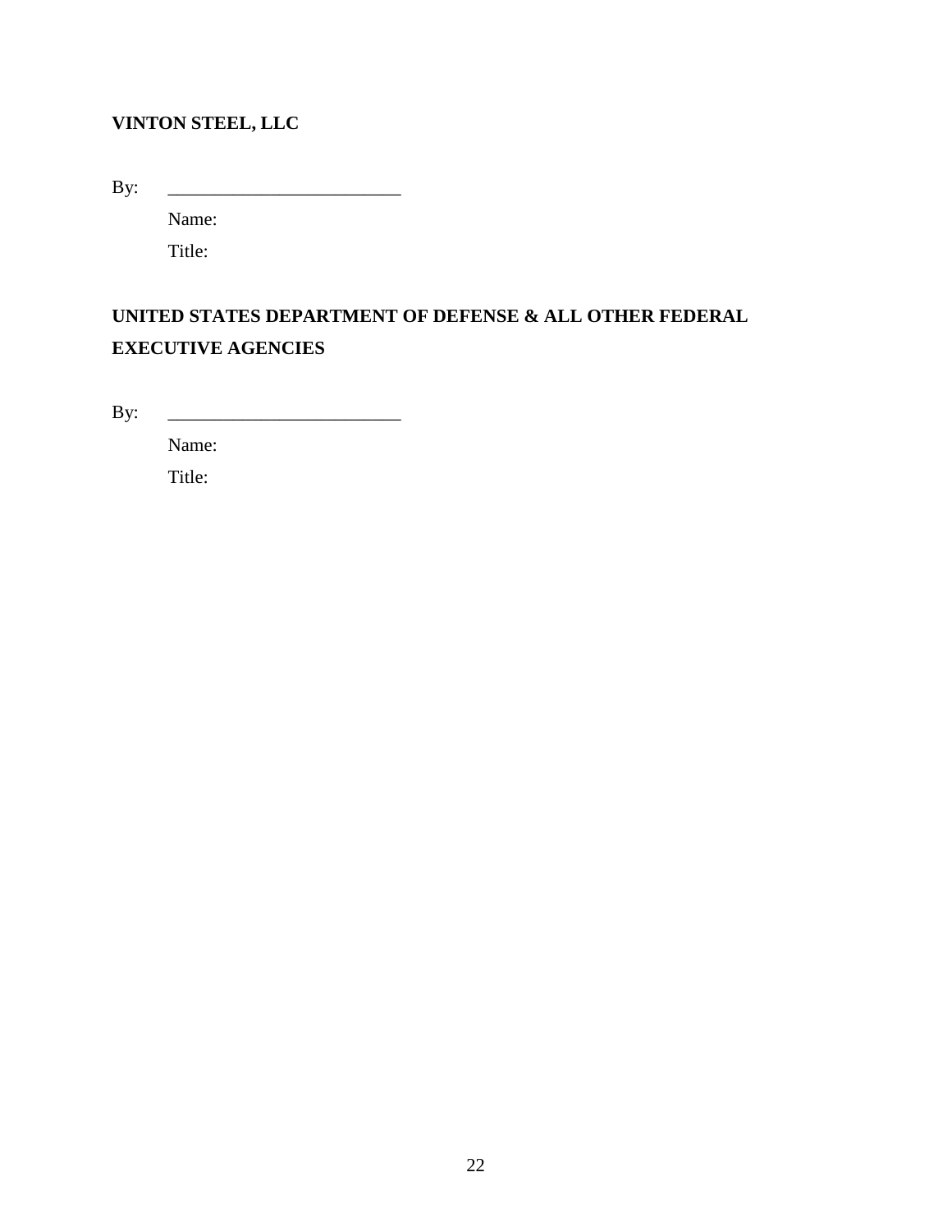**VINTON STEEL, LLC**

By: \_\_\_\_\_\_\_\_\_\_\_\_\_\_\_\_\_\_\_\_\_\_\_\_\_

Name:

Title:

**UNITED STATES DEPARTMENT OF DEFENSE & ALL OTHER FEDERAL EXECUTIVE AGENCIES**

By: \_\_\_\_\_\_\_\_\_\_\_\_\_\_\_\_\_\_\_\_\_\_\_\_\_

Name:

Title: